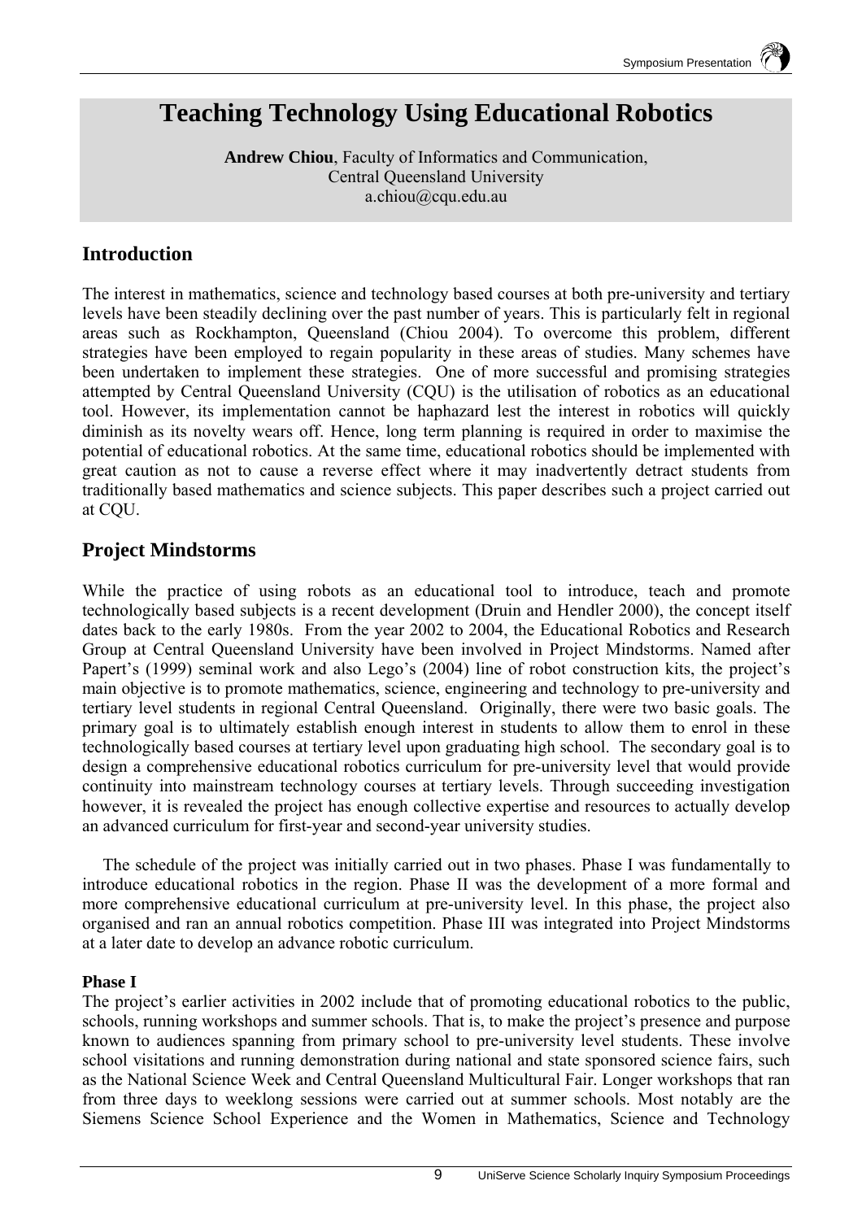# Teaching Technology Using Educational Robotics

**Andrew Chiou**, Faculty of Informatics and Communication,
Central Queensland University
a.chiou@cqu.edu.au

## Introduction

The interest in mathematics, science and technology based courses at both pre-university and tertiary levels have been steadily declining over the past number of years. This is particularly felt in regional areas such as Rockhampton, Queensland (Chiou 2004). To overcome this problem, different strategies have been employed to regain popularity in these areas of studies. Many schemes have been undertaken to implement these strategies. One of more successful and promising strategies attempted by Central Queensland University (CQU) is the utilisation of robotics as an educational tool. However, its implementation cannot be haphazard lest the interest in robotics will quickly diminish as its novelty wears off. Hence, long term planning is required in order to maximise the potential of educational robotics. At the same time, educational robotics should be implemented with great caution as not to cause a reverse effect where it may inadvertently detract students from traditionally based mathematics and science subjects. This paper describes such a project carried out at CQU.

## Project Mindstorms

While the practice of using robots as an educational tool to introduce, teach and promote technologically based subjects is a recent development (Druin and Hendler 2000), the concept itself dates back to the early 1980s. From the year 2002 to 2004, the Educational Robotics and Research Group at Central Queensland University have been involved in Project Mindstorms. Named after Papert's (1999) seminal work and also Lego's (2004) line of robot construction kits, the project's main objective is to promote mathematics, science, engineering and technology to pre-university and tertiary level students in regional Central Queensland. Originally, there were two basic goals. The primary goal is to ultimately establish enough interest in students to allow them to enrol in these technologically based courses at tertiary level upon graduating high school. The secondary goal is to design a comprehensive educational robotics curriculum for pre-university level that would provide continuity into mainstream technology courses at tertiary levels. Through succeeding investigation however, it is revealed the project has enough collective expertise and resources to actually develop an advanced curriculum for first-year and second-year university studies.

The schedule of the project was initially carried out in two phases. Phase I was fundamentally to introduce educational robotics in the region. Phase II was the development of a more formal and more comprehensive educational curriculum at pre-university level. In this phase, the project also organised and ran an annual robotics competition. Phase III was integrated into Project Mindstorms at a later date to develop an advance robotic curriculum.

**Phase I**

The project's earlier activities in 2002 include that of promoting educational robotics to the public, schools, running workshops and summer schools. That is, to make the project's presence and purpose known to audiences spanning from primary school to pre-university level students. These involve school visitations and running demonstration during national and state sponsored science fairs, such as the National Science Week and Central Queensland Multicultural Fair. Longer workshops that ran from three days to weeklong sessions were carried out at summer schools. Most notably are the Siemens Science School Experience and the Women in Mathematics, Science and Technology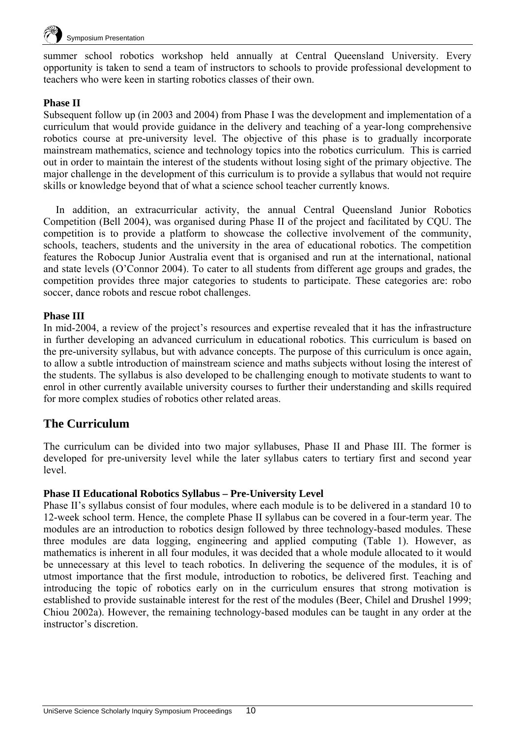summer school robotics workshop held annually at Central Queensland University. Every opportunity is taken to send a team of instructors to schools to provide professional development to teachers who were keen in starting robotics classes of their own.

**Phase II**

Subsequent follow up (in 2003 and 2004) from Phase I was the development and implementation of a curriculum that would provide guidance in the delivery and teaching of a year-long comprehensive robotics course at pre-university level. The objective of this phase is to gradually incorporate mainstream mathematics, science and technology topics into the robotics curriculum. This is carried out in order to maintain the interest of the students without losing sight of the primary objective. The major challenge in the development of this curriculum is to provide a syllabus that would not require skills or knowledge beyond that of what a science school teacher currently knows.

In addition, an extracurricular activity, the annual Central Queensland Junior Robotics Competition (Bell 2004), was organised during Phase II of the project and facilitated by CQU. The competition is to provide a platform to showcase the collective involvement of the community, schools, teachers, students and the university in the area of educational robotics. The competition features the Robocup Junior Australia event that is organised and run at the international, national and state levels (O'Connor 2004). To cater to all students from different age groups and grades, the competition provides three major categories to students to participate. These categories are: robo soccer, dance robots and rescue robot challenges.

**Phase III**

In mid-2004, a review of the project's resources and expertise revealed that it has the infrastructure in further developing an advanced curriculum in educational robotics. This curriculum is based on the pre-university syllabus, but with advance concepts. The purpose of this curriculum is once again, to allow a subtle introduction of mainstream science and maths subjects without losing the interest of the students. The syllabus is also developed to be challenging enough to motivate students to want to enrol in other currently available university courses to further their understanding and skills required for more complex studies of robotics other related areas.

## The Curriculum

The curriculum can be divided into two major syllabuses, Phase II and Phase III. The former is developed for pre-university level while the later syllabus caters to tertiary first and second year level.

**Phase II Educational Robotics Syllabus – Pre-University Level**

Phase II's syllabus consist of four modules, where each module is to be delivered in a standard 10 to 12-week school term. Hence, the complete Phase II syllabus can be covered in a four-term year. The modules are an introduction to robotics design followed by three technology-based modules. These three modules are data logging, engineering and applied computing (Table 1). However, as mathematics is inherent in all four modules, it was decided that a whole module allocated to it would be unnecessary at this level to teach robotics. In delivering the sequence of the modules, it is of utmost importance that the first module, introduction to robotics, be delivered first. Teaching and introducing the topic of robotics early on in the curriculum ensures that strong motivation is established to provide sustainable interest for the rest of the modules (Beer, Chilel and Drushel 1999; Chiou 2002a). However, the remaining technology-based modules can be taught in any order at the instructor's discretion.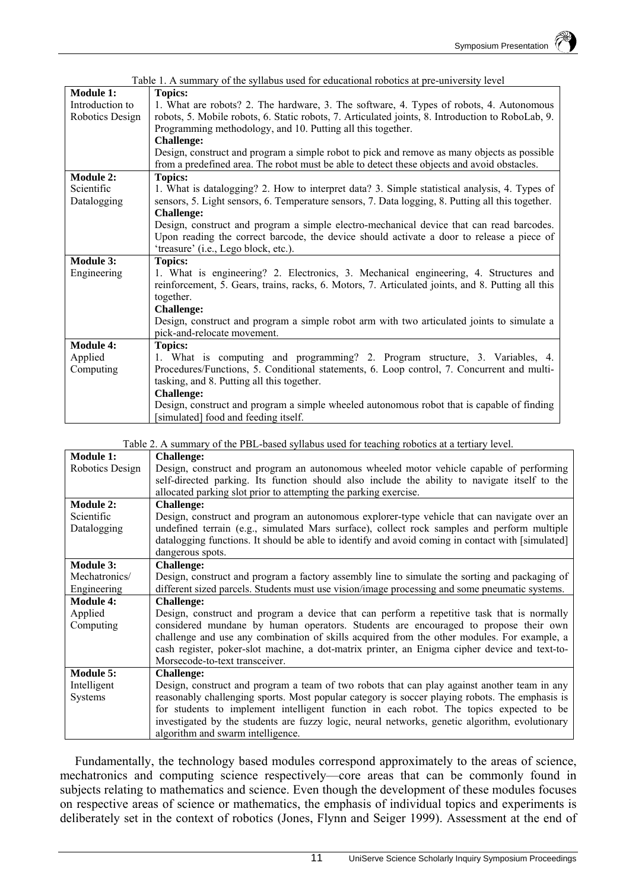Table 1. A summary of the syllabus used for educational robotics at pre-university level

| | |
|---|---|
| **Module 1:** Introduction to Robotics Design | **Topics:** 1. What are robots? 2. The hardware, 3. The software, 4. Types of robots, 4. Autonomous robots, 5. Mobile robots, 6. Static robots, 7. Articulated joints, 8. Introduction to RoboLab, 9. Programming methodology, and 10. Putting all this together. **Challenge:** Design, construct and program a simple robot to pick and remove as many objects as possible from a predefined area. The robot must be able to detect these objects and avoid obstacles. |
| **Module 2:** Scientific Datalogging | **Topics:** 1. What is datalogging? 2. How to interpret data? 3. Simple statistical analysis, 4. Types of sensors, 5. Light sensors, 6. Temperature sensors, 7. Data logging, 8. Putting all this together. **Challenge:** Design, construct and program a simple electro-mechanical device that can read barcodes. Upon reading the correct barcode, the device should activate a door to release a piece of 'treasure' (i.e., Lego block, etc.). |
| **Module 3:** Engineering | **Topics:** 1. What is engineering? 2. Electronics, 3. Mechanical engineering, 4. Structures and reinforcement, 5. Gears, trains, racks, 6. Motors, 7. Articulated joints, and 8. Putting all this together. **Challenge:** Design, construct and program a simple robot arm with two articulated joints to simulate a pick-and-relocate movement. |
| **Module 4:** Applied Computing | **Topics:** 1. What is computing and programming? 2. Program structure, 3. Variables, 4. Procedures/Functions, 5. Conditional statements, 6. Loop control, 7. Concurrent and multi-tasking, and 8. Putting all this together. **Challenge:** Design, construct and program a simple wheeled autonomous robot that is capable of finding [simulated] food and feeding itself. |

Table 2. A summary of the PBL-based syllabus used for teaching robotics at a tertiary level.

| | |
|---|---|
| **Module 1:** Robotics Design | **Challenge:** Design, construct and program an autonomous wheeled motor vehicle capable of performing self-directed parking. Its function should also include the ability to navigate itself to the allocated parking slot prior to attempting the parking exercise. |
| **Module 2:** Scientific Datalogging | **Challenge:** Design, construct and program an autonomous explorer-type vehicle that can navigate over an undefined terrain (e.g., simulated Mars surface), collect rock samples and perform multiple datalogging functions. It should be able to identify and avoid coming in contact with [simulated] dangerous spots. |
| **Module 3:** Mechatronics/ Engineering | **Challenge:** Design, construct and program a factory assembly line to simulate the sorting and packaging of different sized parcels. Students must use vision/image processing and some pneumatic systems. |
| **Module 4:** Applied Computing | **Challenge:** Design, construct and program a device that can perform a repetitive task that is normally considered mundane by human operators. Students are encouraged to propose their own challenge and use any combination of skills acquired from the other modules. For example, a cash register, poker-slot machine, a dot-matrix printer, an Enigma cipher device and text-to-Morsecode-to-text transceiver. |
| **Module 5:** Intelligent Systems | **Challenge:** Design, construct and program a team of two robots that can play against another team in any reasonably challenging sports. Most popular category is soccer playing robots. The emphasis is for students to implement intelligent function in each robot. The topics expected to be investigated by the students are fuzzy logic, neural networks, genetic algorithm, evolutionary algorithm and swarm intelligence. |

Fundamentally, the technology based modules correspond approximately to the areas of science, mechatronics and computing science respectively—core areas that can be commonly found in subjects relating to mathematics and science. Even though the development of these modules focuses on respective areas of science or mathematics, the emphasis of individual topics and experiments is deliberately set in the context of robotics (Jones, Flynn and Seiger 1999). Assessment at the end of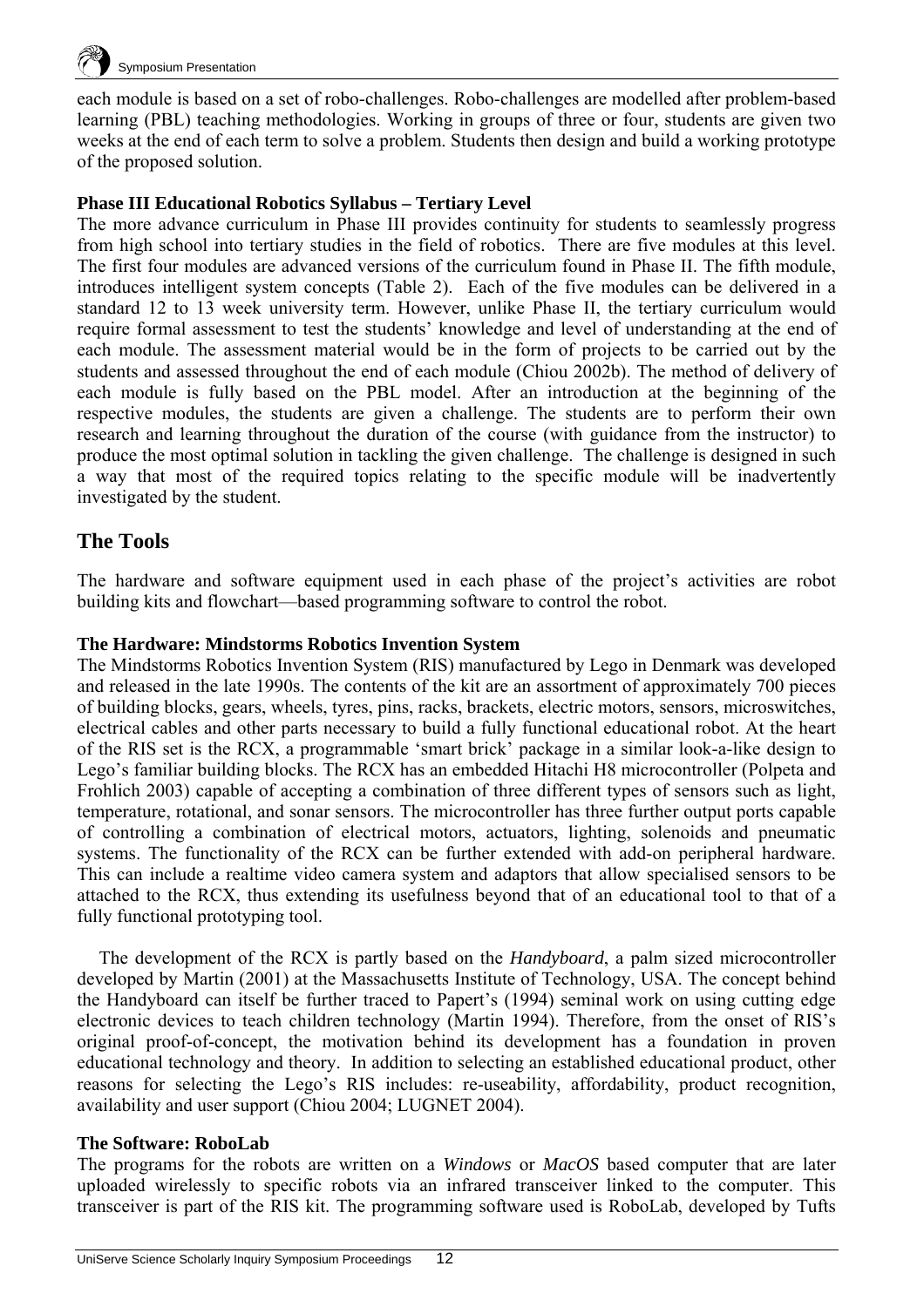each module is based on a set of robo-challenges. Robo-challenges are modelled after problem-based learning (PBL) teaching methodologies. Working in groups of three or four, students are given two weeks at the end of each term to solve a problem. Students then design and build a working prototype of the proposed solution.

**Phase III Educational Robotics Syllabus – Tertiary Level**

The more advance curriculum in Phase III provides continuity for students to seamlessly progress from high school into tertiary studies in the field of robotics. There are five modules at this level. The first four modules are advanced versions of the curriculum found in Phase II. The fifth module, introduces intelligent system concepts (Table 2). Each of the five modules can be delivered in a standard 12 to 13 week university term. However, unlike Phase II, the tertiary curriculum would require formal assessment to test the students' knowledge and level of understanding at the end of each module. The assessment material would be in the form of projects to be carried out by the students and assessed throughout the end of each module (Chiou 2002b). The method of delivery of each module is fully based on the PBL model. After an introduction at the beginning of the respective modules, the students are given a challenge. The students are to perform their own research and learning throughout the duration of the course (with guidance from the instructor) to produce the most optimal solution in tackling the given challenge. The challenge is designed in such a way that most of the required topics relating to the specific module will be inadvertently investigated by the student.

## The Tools

The hardware and software equipment used in each phase of the project's activities are robot building kits and flowchart—based programming software to control the robot.

**The Hardware: Mindstorms Robotics Invention System**

The Mindstorms Robotics Invention System (RIS) manufactured by Lego in Denmark was developed and released in the late 1990s. The contents of the kit are an assortment of approximately 700 pieces of building blocks, gears, wheels, tyres, pins, racks, brackets, electric motors, sensors, microswitches, electrical cables and other parts necessary to build a fully functional educational robot. At the heart of the RIS set is the RCX, a programmable 'smart brick' package in a similar look-a-like design to Lego's familiar building blocks. The RCX has an embedded Hitachi H8 microcontroller (Polpeta and Frohlich 2003) capable of accepting a combination of three different types of sensors such as light, temperature, rotational, and sonar sensors. The microcontroller has three further output ports capable of controlling a combination of electrical motors, actuators, lighting, solenoids and pneumatic systems. The functionality of the RCX can be further extended with add-on peripheral hardware. This can include a realtime video camera system and adaptors that allow specialised sensors to be attached to the RCX, thus extending its usefulness beyond that of an educational tool to that of a fully functional prototyping tool.

The development of the RCX is partly based on the *Handyboard*, a palm sized microcontroller developed by Martin (2001) at the Massachusetts Institute of Technology, USA. The concept behind the Handyboard can itself be further traced to Papert's (1994) seminal work on using cutting edge electronic devices to teach children technology (Martin 1994). Therefore, from the onset of RIS's original proof-of-concept, the motivation behind its development has a foundation in proven educational technology and theory. In addition to selecting an established educational product, other reasons for selecting the Lego's RIS includes: re-useability, affordability, product recognition, availability and user support (Chiou 2004; LUGNET 2004).

**The Software: RoboLab**

The programs for the robots are written on a *Windows* or *MacOS* based computer that are later uploaded wirelessly to specific robots via an infrared transceiver linked to the computer. This transceiver is part of the RIS kit. The programming software used is RoboLab, developed by Tufts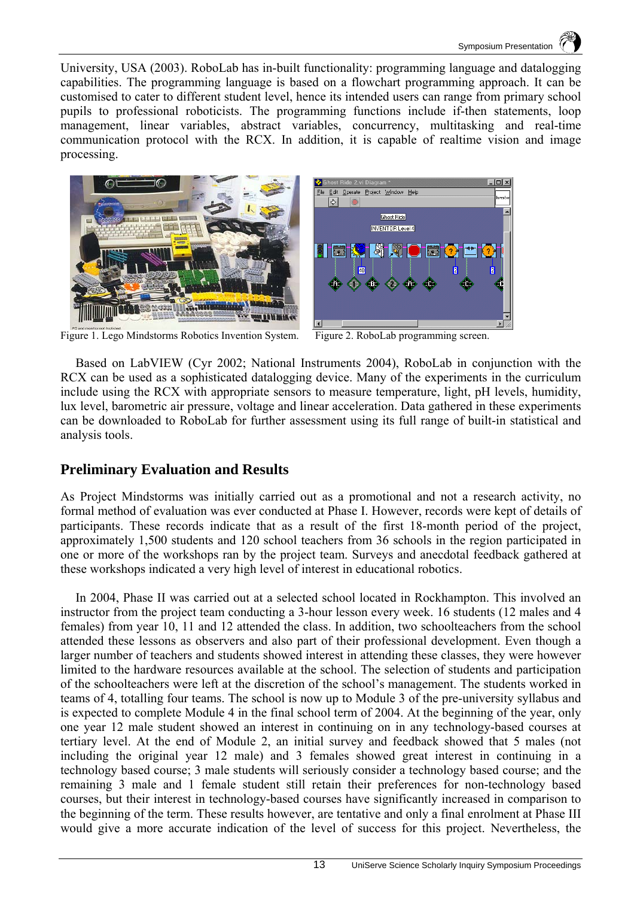University, USA (2003). RoboLab has in-built functionality: programming language and datalogging capabilities. The programming language is based on a flowchart programming approach. It can be customised to cater to different student level, hence its intended users can range from primary school pupils to professional roboticists. The programming functions include if-then statements, loop management, linear variables, abstract variables, concurrency, multitasking and real-time communication protocol with the RCX. In addition, it is capable of realtime vision and image processing.

Figure 1. Lego Mindstorms Robotics Invention System.

Figure 2. RoboLab programming screen.

Based on LabVIEW (Cyr 2002; National Instruments 2004), RoboLab in conjunction with the RCX can be used as a sophisticated datalogging device. Many of the experiments in the curriculum include using the RCX with appropriate sensors to measure temperature, light, pH levels, humidity, lux level, barometric air pressure, voltage and linear acceleration. Data gathered in these experiments can be downloaded to RoboLab for further assessment using its full range of built-in statistical and analysis tools.

## Preliminary Evaluation and Results

As Project Mindstorms was initially carried out as a promotional and not a research activity, no formal method of evaluation was ever conducted at Phase I. However, records were kept of details of participants. These records indicate that as a result of the first 18-month period of the project, approximately 1,500 students and 120 school teachers from 36 schools in the region participated in one or more of the workshops ran by the project team. Surveys and anecdotal feedback gathered at these workshops indicated a very high level of interest in educational robotics.

In 2004, Phase II was carried out at a selected school located in Rockhampton. This involved an instructor from the project team conducting a 3-hour lesson every week. 16 students (12 males and 4 females) from year 10, 11 and 12 attended the class. In addition, two schoolteachers from the school attended these lessons as observers and also part of their professional development. Even though a larger number of teachers and students showed interest in attending these classes, they were however limited to the hardware resources available at the school. The selection of students and participation of the schoolteachers were left at the discretion of the school's management. The students worked in teams of 4, totalling four teams. The school is now up to Module 3 of the pre-university syllabus and is expected to complete Module 4 in the final school term of 2004. At the beginning of the year, only one year 12 male student showed an interest in continuing on in any technology-based courses at tertiary level. At the end of Module 2, an initial survey and feedback showed that 5 males (not including the original year 12 male) and 3 females showed great interest in continuing in a technology based course; 3 male students will seriously consider a technology based course; and the remaining 3 male and 1 female student still retain their preferences for non-technology based courses, but their interest in technology-based courses have significantly increased in comparison to the beginning of the term. These results however, are tentative and only a final enrolment at Phase III would give a more accurate indication of the level of success for this project. Nevertheless, the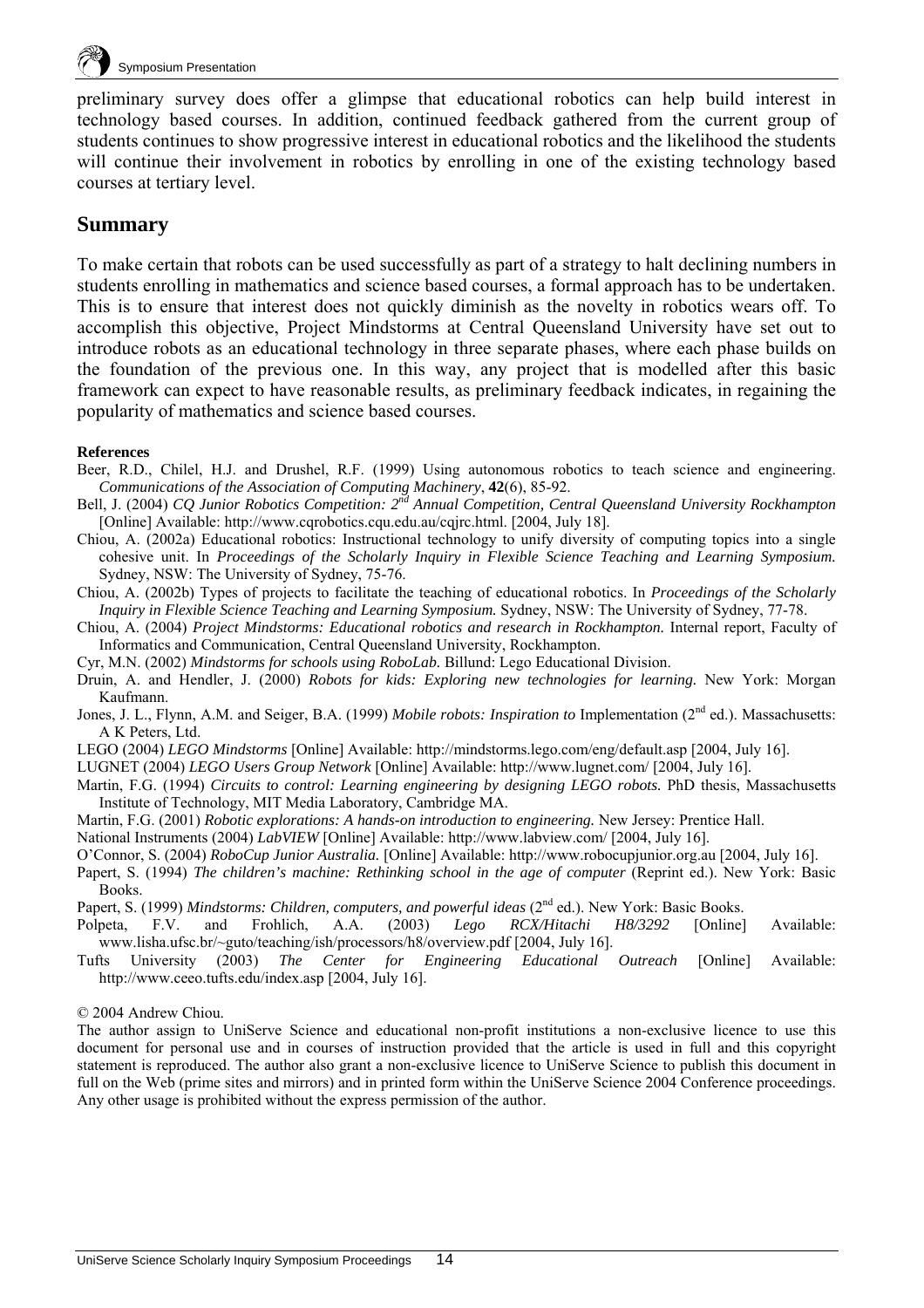preliminary survey does offer a glimpse that educational robotics can help build interest in technology based courses. In addition, continued feedback gathered from the current group of students continues to show progressive interest in educational robotics and the likelihood the students will continue their involvement in robotics by enrolling in one of the existing technology based courses at tertiary level.

## Summary

To make certain that robots can be used successfully as part of a strategy to halt declining numbers in students enrolling in mathematics and science based courses, a formal approach has to be undertaken. This is to ensure that interest does not quickly diminish as the novelty in robotics wears off. To accomplish this objective, Project Mindstorms at Central Queensland University have set out to introduce robots as an educational technology in three separate phases, where each phase builds on the foundation of the previous one. In this way, any project that is modelled after this basic framework can expect to have reasonable results, as preliminary feedback indicates, in regaining the popularity of mathematics and science based courses.

**References**

Beer, R.D., Chilel, H.J. and Drushel, R.F. (1999) Using autonomous robotics to teach science and engineering. *Communications of the Association of Computing Machinery*, **42**(6), 85-92.

Bell, J. (2004) *CQ Junior Robotics Competition: 2nd Annual Competition, Central Queensland University Rockhampton* [Online] Available: http://www.cqrobotics.cqu.edu.au/cqjrc.html. [2004, July 18].

Chiou, A. (2002a) Educational robotics: Instructional technology to unify diversity of computing topics into a single cohesive unit. In *Proceedings of the Scholarly Inquiry in Flexible Science Teaching and Learning Symposium.* Sydney, NSW: The University of Sydney, 75-76.

Chiou, A. (2002b) Types of projects to facilitate the teaching of educational robotics. In *Proceedings of the Scholarly Inquiry in Flexible Science Teaching and Learning Symposium.* Sydney, NSW: The University of Sydney, 77-78.

Chiou, A. (2004) *Project Mindstorms: Educational robotics and research in Rockhampton.* Internal report, Faculty of Informatics and Communication, Central Queensland University, Rockhampton.

Cyr, M.N. (2002) *Mindstorms for schools using RoboLab.* Billund: Lego Educational Division.

Druin, A. and Hendler, J. (2000) *Robots for kids: Exploring new technologies for learning.* New York: Morgan Kaufmann.

Jones, J. L., Flynn, A.M. and Seiger, B.A. (1999) *Mobile robots: Inspiration to* Implementation (2nd ed.). Massachusetts: A K Peters, Ltd.

LEGO (2004) *LEGO Mindstorms* [Online] Available: http://mindstorms.lego.com/eng/default.asp [2004, July 16].

LUGNET (2004) *LEGO Users Group Network* [Online] Available: http://www.lugnet.com/ [2004, July 16].

Martin, F.G. (1994) *Circuits to control: Learning engineering by designing LEGO robots.* PhD thesis, Massachusetts Institute of Technology, MIT Media Laboratory, Cambridge MA.

Martin, F.G. (2001) *Robotic explorations: A hands-on introduction to engineering.* New Jersey: Prentice Hall.

National Instruments (2004) *LabVIEW* [Online] Available: http://www.labview.com/ [2004, July 16].

O'Connor, S. (2004) *RoboCup Junior Australia.* [Online] Available: http://www.robocupjunior.org.au [2004, July 16].

Papert, S. (1994) *The children's machine: Rethinking school in the age of computer* (Reprint ed.). New York: Basic Books.

Papert, S. (1999) *Mindstorms: Children, computers, and powerful ideas* (2nd ed.). New York: Basic Books.

Polpeta, F.V. and Frohlich, A.A. (2003) *Lego RCX/Hitachi H8/3292* [Online] Available: www.lisha.ufsc.br/~guto/teaching/ish/processors/h8/overview.pdf [2004, July 16].

Tufts University (2003) *The Center for Engineering Educational Outreach* [Online] Available: http://www.ceeo.tufts.edu/index.asp [2004, July 16].

© 2004 Andrew Chiou.

The author assign to UniServe Science and educational non-profit institutions a non-exclusive licence to use this document for personal use and in courses of instruction provided that the article is used in full and this copyright statement is reproduced. The author also grant a non-exclusive licence to UniServe Science to publish this document in full on the Web (prime sites and mirrors) and in printed form within the UniServe Science 2004 Conference proceedings. Any other usage is prohibited without the express permission of the author.